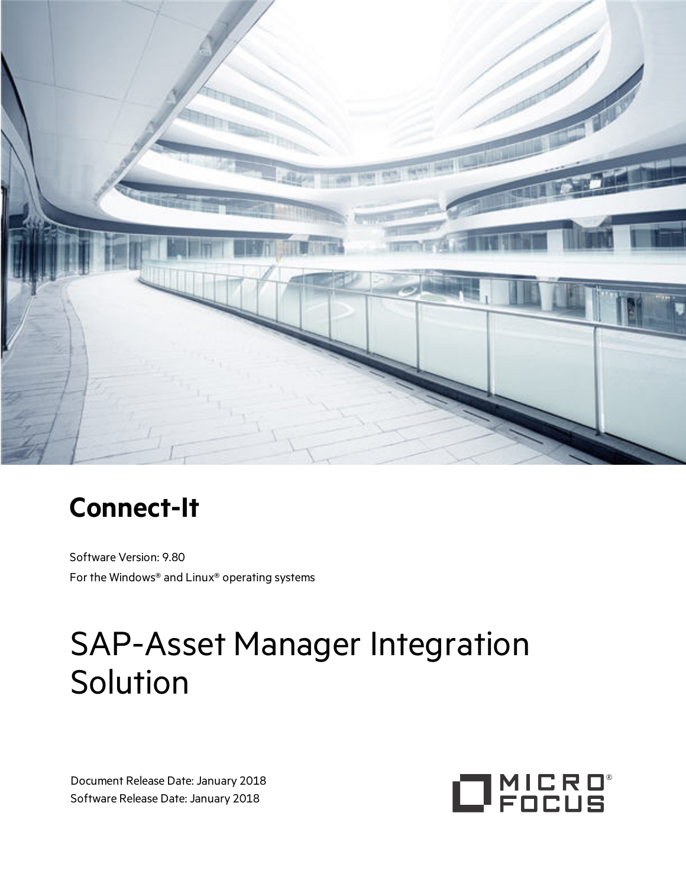# Connect-It

Software Version: 9.80

For the Windows® and Linux® operating systems

# SAP-Asset Manager Integration Solution

Document Release Date: January 2018

Software Release Date: January 2018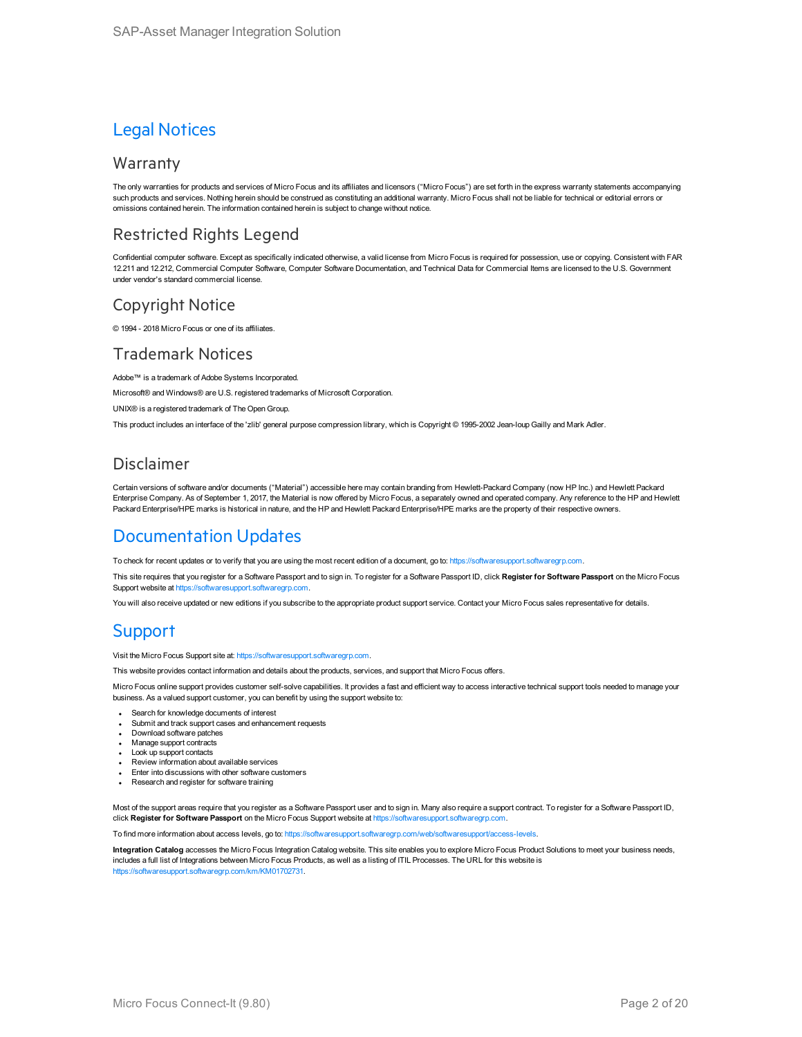# Legal Notices

## Warranty

The only warranties for products and services of Micro Focus and its affiliates and licensors (“Micro Focus”) are set forth in the express warranty statements accompanying such products and services. Nothing herein should be construed as constituting an additional warranty. Micro Focus shall not be liable for technical or editorial errors or omissions contained herein. The information contained herein is subject to change without notice.

## Restricted Rights Legend

Confidential computer software. Except as specifically indicated otherwise, a valid license from Micro Focus is required for possession, use or copying. Consistent with FAR 12.211 and 12.212, Commercial Computer Software, Computer Software Documentation, and Technical Data for Commercial Items are licensed to the U.S. Government under vendor's standard commercial license.

## Copyright Notice

© 1994 - 2018 Micro Focus or one of its affiliates.

## Trademark Notices

Adobe™ is a trademark of Adobe Systems Incorporated.

Microsoft® and Windows® are U.S. registered trademarks of Microsoft Corporation.

UNIX® is a registered trademark of The Open Group.

This product includes an interface of the 'zlib' general purpose compression library, which is Copyright © 1995-2002 Jean-loup Gailly and Mark Adler.

## Disclaimer

Certain versions of software and/or documents (“Material”) accessible here may contain branding from Hewlett-Packard Company (now HP Inc.) and Hewlett Packard Enterprise Company. As of September 1, 2017, the Material is now offered by Micro Focus, a separately owned and operated company. Any reference to the HP and Hewlett Packard Enterprise/HPE marks is historical in nature, and the HP and Hewlett Packard Enterprise/HPE marks are the property of their respective owners.

# Documentation Updates

To check for recent updates or to verify that you are using the most recent edition of a document, go to: https://softwaresupport.softwaregrp.com.

This site requires that you register for a Software Passport and to sign in. To register for a Software Passport ID, click **Register for Software Passport** on the Micro Focus Support website at https://softwaresupport.softwaregrp.com.

You will also receive updated or new editions if you subscribe to the appropriate product support service. Contact your Micro Focus sales representative for details.

# Support

Visit the Micro Focus Support site at: https://softwaresupport.softwaregrp.com.

This website provides contact information and details about the products, services, and support that Micro Focus offers.

Micro Focus online support provides customer self-solve capabilities. It provides a fast and efficient way to access interactive technical support tools needed to manage your business. As a valued support customer, you can benefit by using the support website to:

- Search for knowledge documents of interest
- Submit and track support cases and enhancement requests
- Download software patches
- Manage support contracts
- Look up support contacts
- Review information about available services
- Enter into discussions with other software customers
- Research and register for software training

Most of the support areas require that you register as a Software Passport user and to sign in. Many also require a support contract. To register for a Software Passport ID, click **Register for Software Passport** on the Micro Focus Support website at https://softwaresupport.softwaregrp.com.

To find more information about access levels, go to: https://softwaresupport.softwaregrp.com/web/softwaresupport/access-levels.

**Integration Catalog** accesses the Micro Focus Integration Catalog website. This site enables you to explore Micro Focus Product Solutions to meet your business needs, includes a full list of Integrations between Micro Focus Products, as well as a listing of ITIL Processes. The URL for this website is https://softwaresupport.softwaregrp.com/km/KM01702731.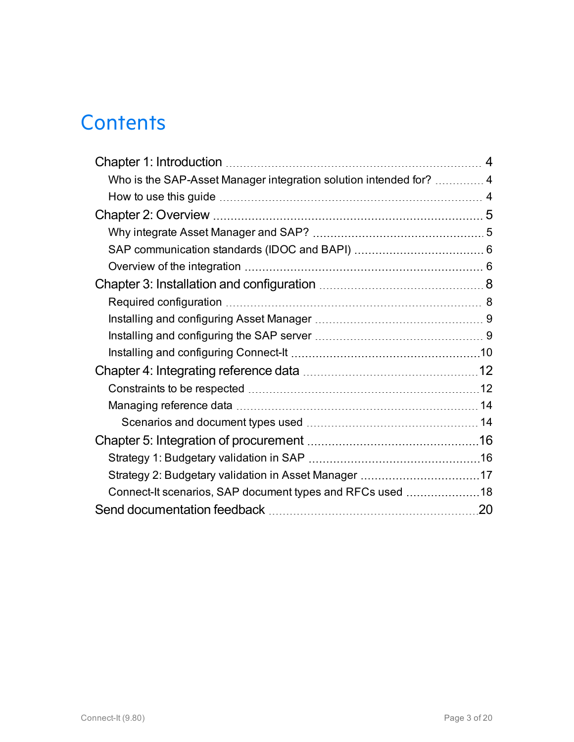# Contents

- Chapter 1: Introduction ... 4
  - Who is the SAP-Asset Manager integration solution intended for? ... 4
  - How to use this guide ... 4
- Chapter 2: Overview ... 5
  - Why integrate Asset Manager and SAP? ... 5
  - SAP communication standards (IDOC and BAPI) ... 6
  - Overview of the integration ... 6
- Chapter 3: Installation and configuration ... 8
  - Required configuration ... 8
  - Installing and configuring Asset Manager ... 9
  - Installing and configuring the SAP server ... 9
  - Installing and configuring Connect-It ... 10
- Chapter 4: Integrating reference data ... 12
  - Constraints to be respected ... 12
  - Managing reference data ... 14
    - Scenarios and document types used ... 14
- Chapter 5: Integration of procurement ... 16
  - Strategy 1: Budgetary validation in SAP ... 16
  - Strategy 2: Budgetary validation in Asset Manager ... 17
  - Connect-It scenarios, SAP document types and RFCs used ... 18
- Send documentation feedback ... 20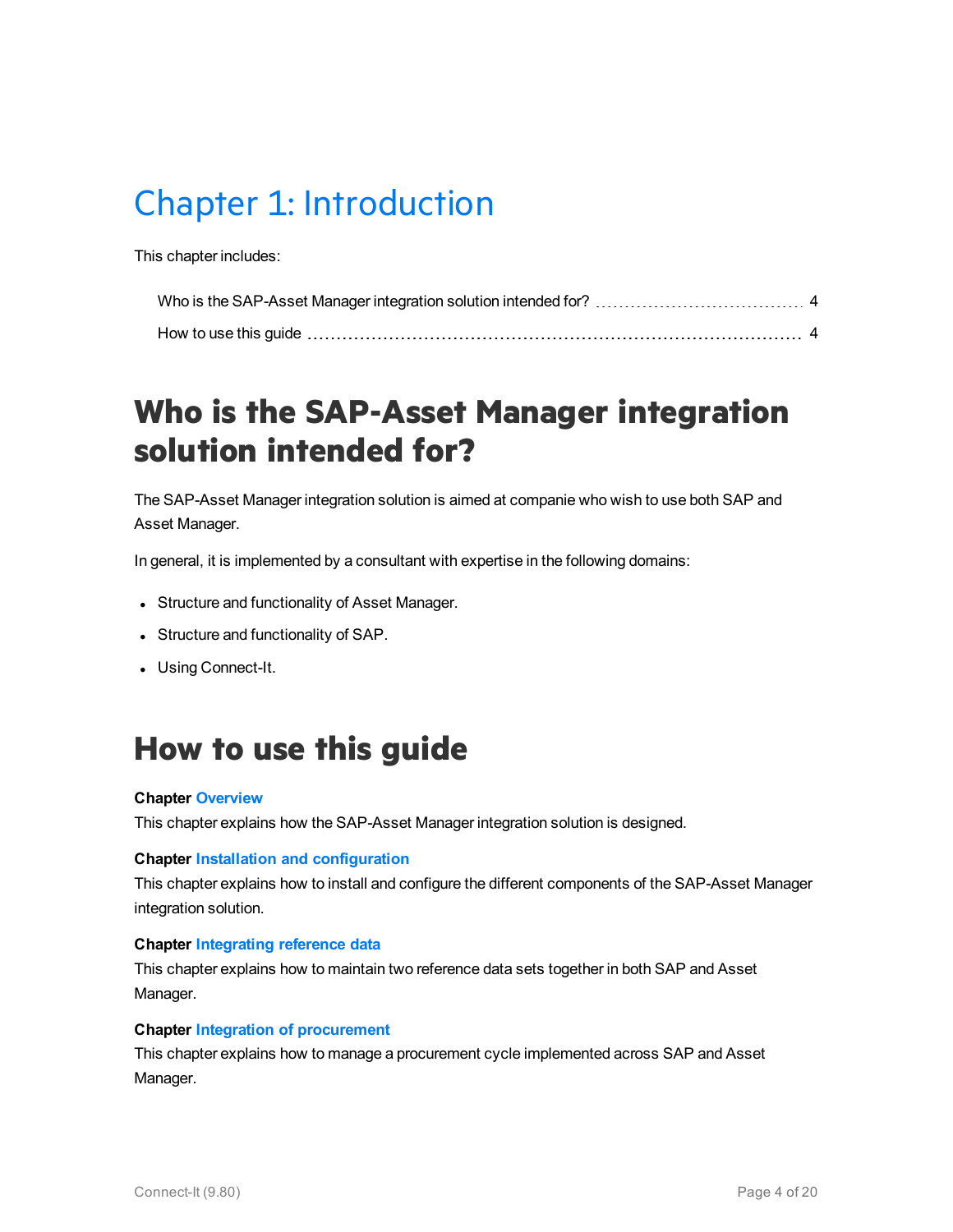# Chapter 1: Introduction

This chapter includes:

Who is the SAP-Asset Manager integration solution intended for? ..... 4

How to use this guide ..... 4

## Who is the SAP-Asset Manager integration solution intended for?

The SAP-Asset Manager integration solution is aimed at companie who wish to use both SAP and Asset Manager.

In general, it is implemented by a consultant with expertise in the following domains:

- Structure and functionality of Asset Manager.
- Structure and functionality of SAP.
- Using Connect-It.

## How to use this guide

**Chapter Overview**

This chapter explains how the SAP-Asset Manager integration solution is designed.

**Chapter Installation and configuration**

This chapter explains how to install and configure the different components of the SAP-Asset Manager integration solution.

**Chapter Integrating reference data**

This chapter explains how to maintain two reference data sets together in both SAP and Asset Manager.

**Chapter Integration of procurement**

This chapter explains how to manage a procurement cycle implemented across SAP and Asset Manager.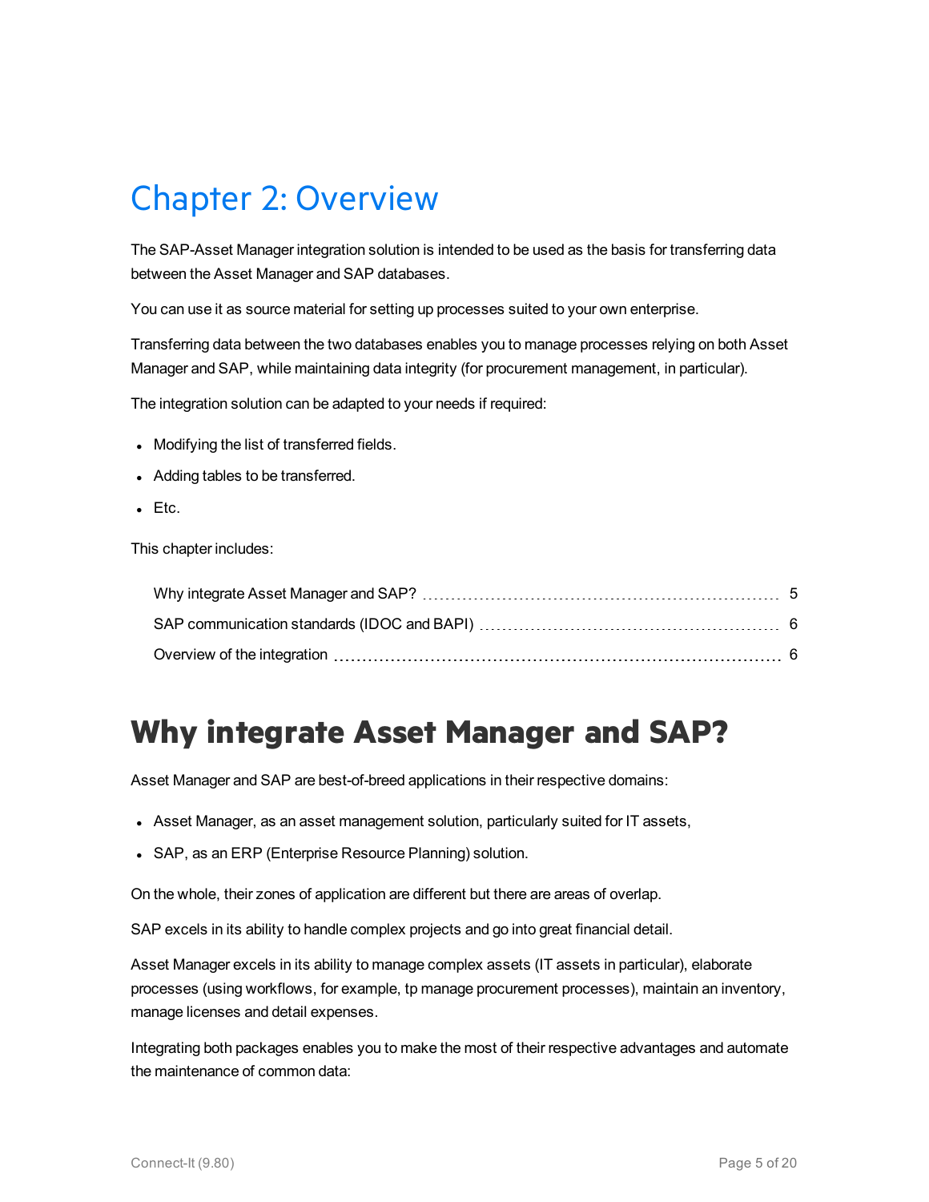# Chapter 2: Overview

The SAP-Asset Manager integration solution is intended to be used as the basis for transferring data between the Asset Manager and SAP databases.

You can use it as source material for setting up processes suited to your own enterprise.

Transferring data between the two databases enables you to manage processes relying on both Asset Manager and SAP, while maintaining data integrity (for procurement management, in particular).

The integration solution can be adapted to your needs if required:

- Modifying the list of transferred fields.
- Adding tables to be transferred.
- Etc.

This chapter includes:

- Why integrate Asset Manager and SAP? ..... 5
- SAP communication standards (IDOC and BAPI) ..... 6
- Overview of the integration ..... 6

## Why integrate Asset Manager and SAP?

Asset Manager and SAP are best-of-breed applications in their respective domains:

- Asset Manager, as an asset management solution, particularly suited for IT assets,
- SAP, as an ERP (Enterprise Resource Planning) solution.

On the whole, their zones of application are different but there are areas of overlap.

SAP excels in its ability to handle complex projects and go into great financial detail.

Asset Manager excels in its ability to manage complex assets (IT assets in particular), elaborate processes (using workflows, for example, tp manage procurement processes), maintain an inventory, manage licenses and detail expenses.

Integrating both packages enables you to make the most of their respective advantages and automate the maintenance of common data: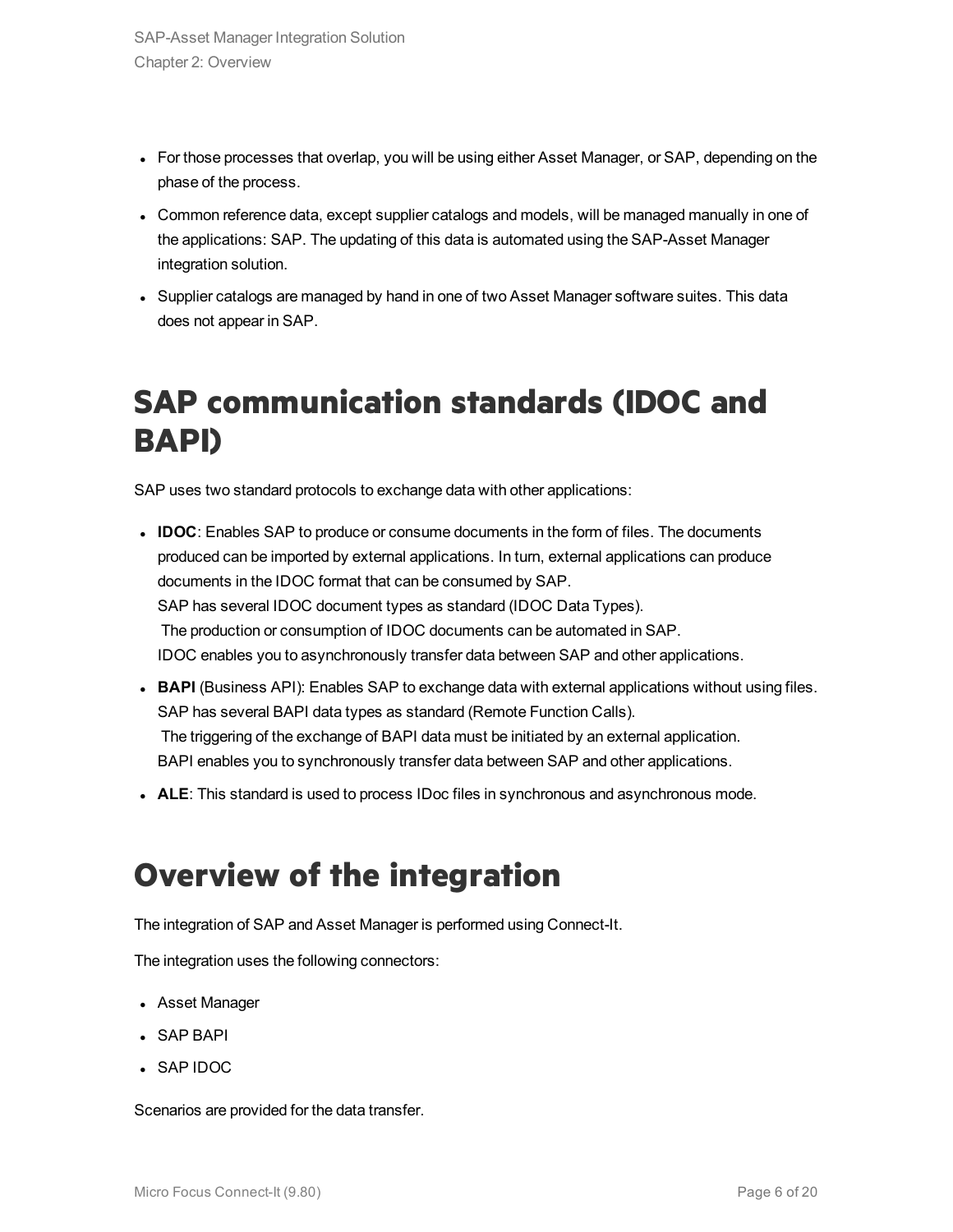- For those processes that overlap, you will be using either Asset Manager, or SAP, depending on the phase of the process.
- Common reference data, except supplier catalogs and models, will be managed manually in one of the applications: SAP. The updating of this data is automated using the SAP-Asset Manager integration solution.
- Supplier catalogs are managed by hand in one of two Asset Manager software suites. This data does not appear in SAP.

# SAP communication standards (IDOC and BAPI)

SAP uses two standard protocols to exchange data with other applications:

- **IDOC**: Enables SAP to produce or consume documents in the form of files. The documents produced can be imported by external applications. In turn, external applications can produce documents in the IDOC format that can be consumed by SAP.
  SAP has several IDOC document types as standard (IDOC Data Types).
  The production or consumption of IDOC documents can be automated in SAP.
  IDOC enables you to asynchronously transfer data between SAP and other applications.
- **BAPI** (Business API): Enables SAP to exchange data with external applications without using files.
  SAP has several BAPI data types as standard (Remote Function Calls).
  The triggering of the exchange of BAPI data must be initiated by an external application.
  BAPI enables you to synchronously transfer data between SAP and other applications.
- **ALE**: This standard is used to process IDoc files in synchronous and asynchronous mode.

# Overview of the integration

The integration of SAP and Asset Manager is performed using Connect-It.

The integration uses the following connectors:

- Asset Manager
- SAP BAPI
- SAP IDOC

Scenarios are provided for the data transfer.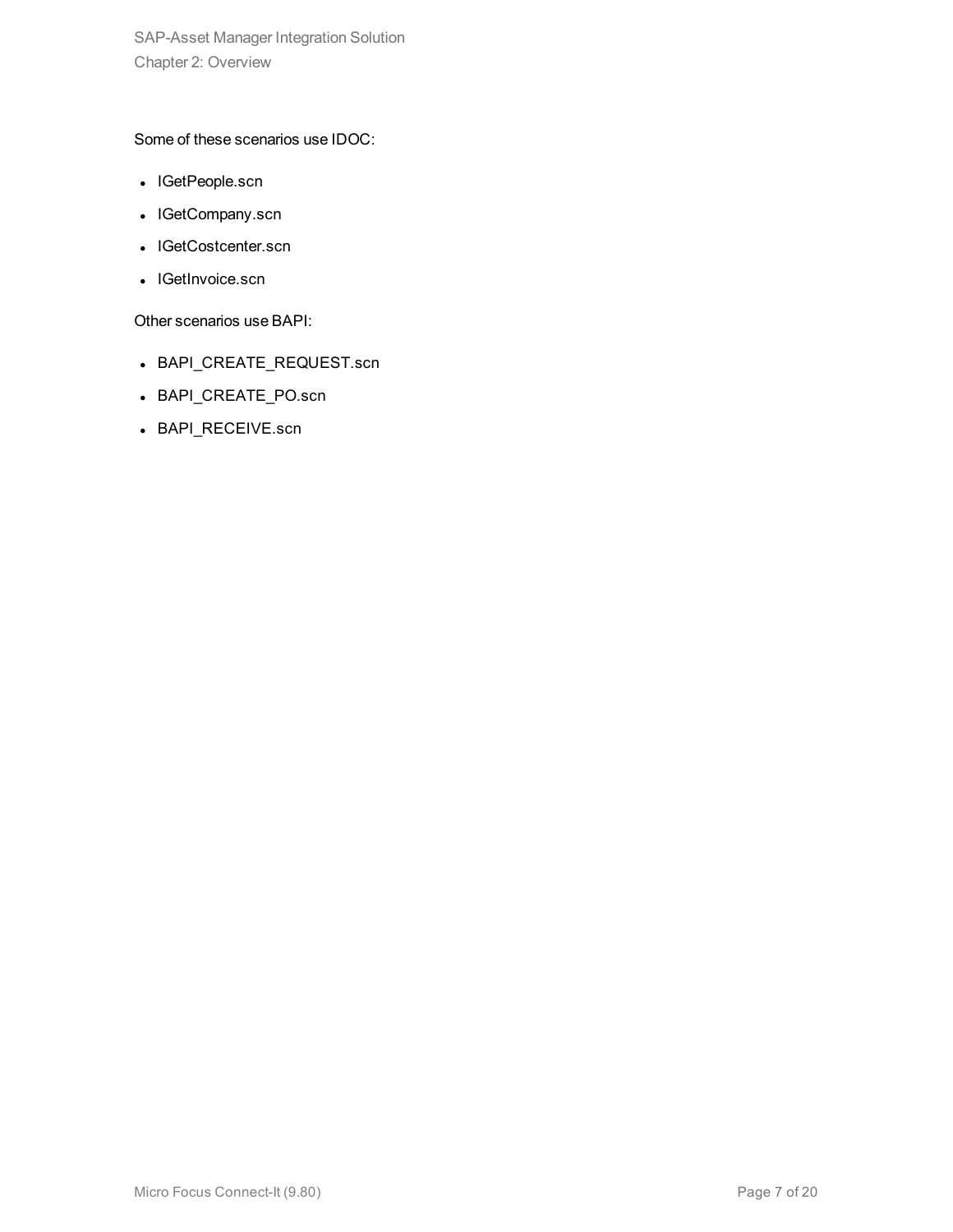Some of these scenarios use IDOC:

- IGetPeople.scn
- IGetCompany.scn
- IGetCostcenter.scn
- IGetInvoice.scn

Other scenarios use BAPI:

- BAPI_CREATE_REQUEST.scn
- BAPI_CREATE_PO.scn
- BAPI_RECEIVE.scn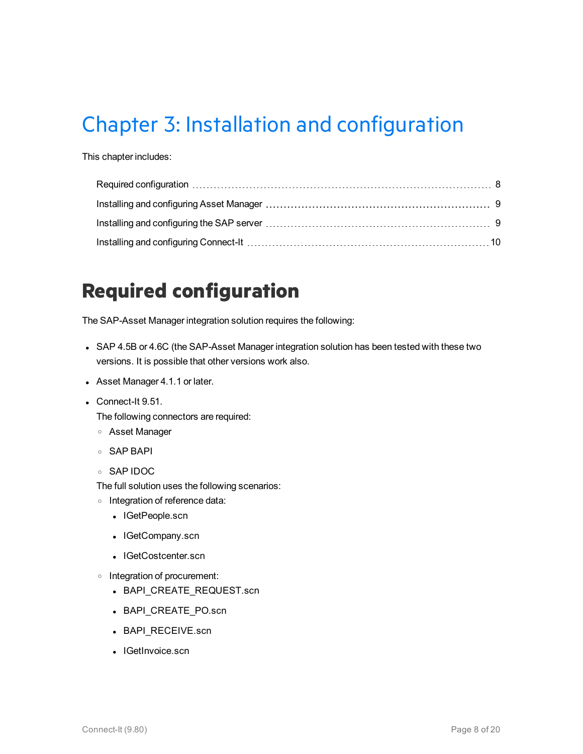# Chapter 3: Installation and configuration

This chapter includes:

- Required configuration ........ 8
- Installing and configuring Asset Manager ........ 9
- Installing and configuring the SAP server ........ 9
- Installing and configuring Connect-It ........ 10

## Required configuration

The SAP-Asset Manager integration solution requires the following:

- SAP 4.5B or 4.6C (the SAP-Asset Manager integration solution has been tested with these two versions. It is possible that other versions work also.
- Asset Manager 4.1.1 or later.
- Connect-It 9.51.

  The following connectors are required:

  - Asset Manager
  - SAP BAPI
  - SAP IDOC

  The full solution uses the following scenarios:

  - Integration of reference data:
    - IGetPeople.scn
    - IGetCompany.scn
    - IGetCostcenter.scn
  - Integration of procurement:
    - BAPI_CREATE_REQUEST.scn
    - BAPI_CREATE_PO.scn
    - BAPI_RECEIVE.scn
    - IGetInvoice.scn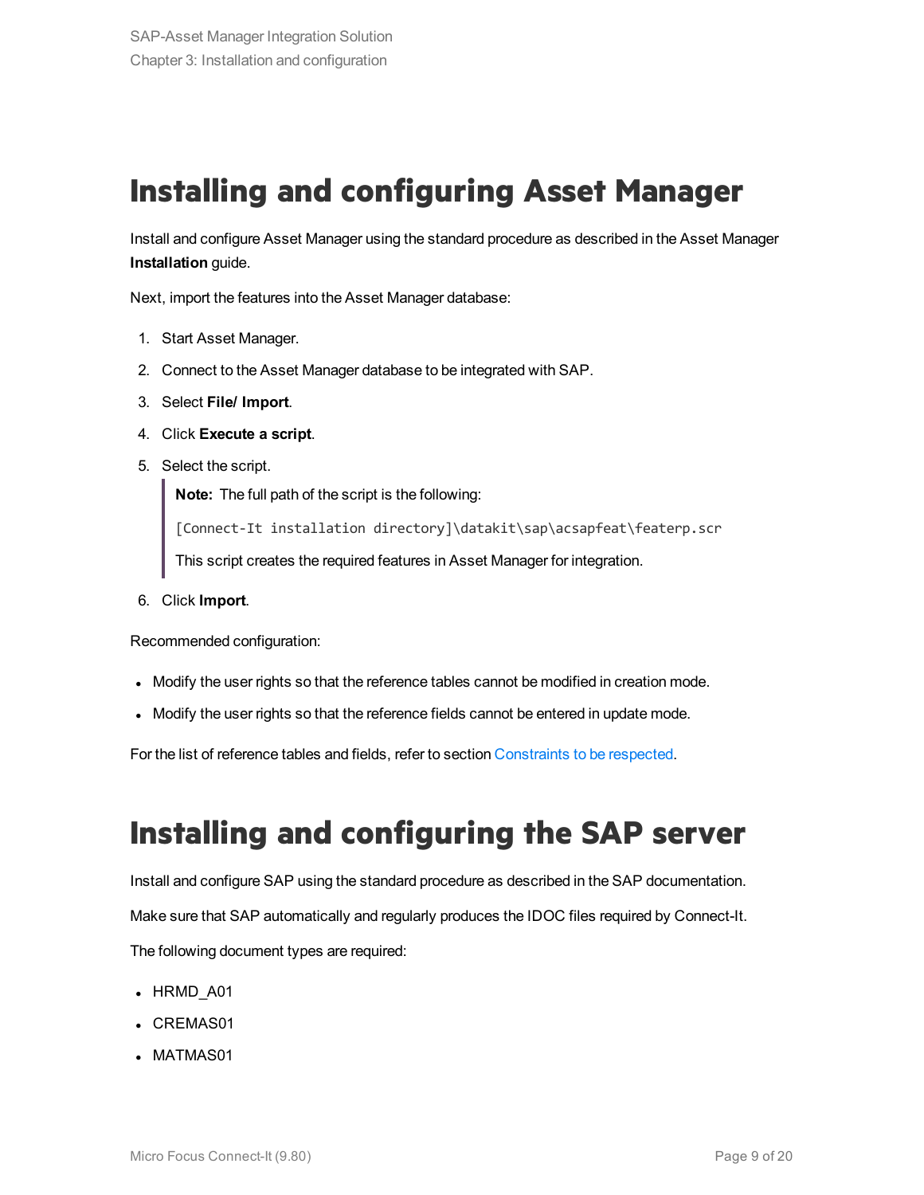# Installing and configuring Asset Manager

Install and configure Asset Manager using the standard procedure as described in the Asset Manager **Installation** guide.

Next, import the features into the Asset Manager database:

1. Start Asset Manager.
2. Connect to the Asset Manager database to be integrated with SAP.
3. Select **File/ Import**.
4. Click **Execute a script**.
5. Select the script.

   > **Note:** The full path of the script is the following:
   >
   > `[Connect-It installation directory]\datakit\sap\acsapfeat\featerp.scr`
   >
   > This script creates the required features in Asset Manager for integration.

6. Click **Import**.

Recommended configuration:

- Modify the user rights so that the reference tables cannot be modified in creation mode.
- Modify the user rights so that the reference fields cannot be entered in update mode.

For the list of reference tables and fields, refer to section Constraints to be respected.

# Installing and configuring the SAP server

Install and configure SAP using the standard procedure as described in the SAP documentation.

Make sure that SAP automatically and regularly produces the IDOC files required by Connect-It.

The following document types are required:

- HRMD_A01
- CREMAS01
- MATMAS01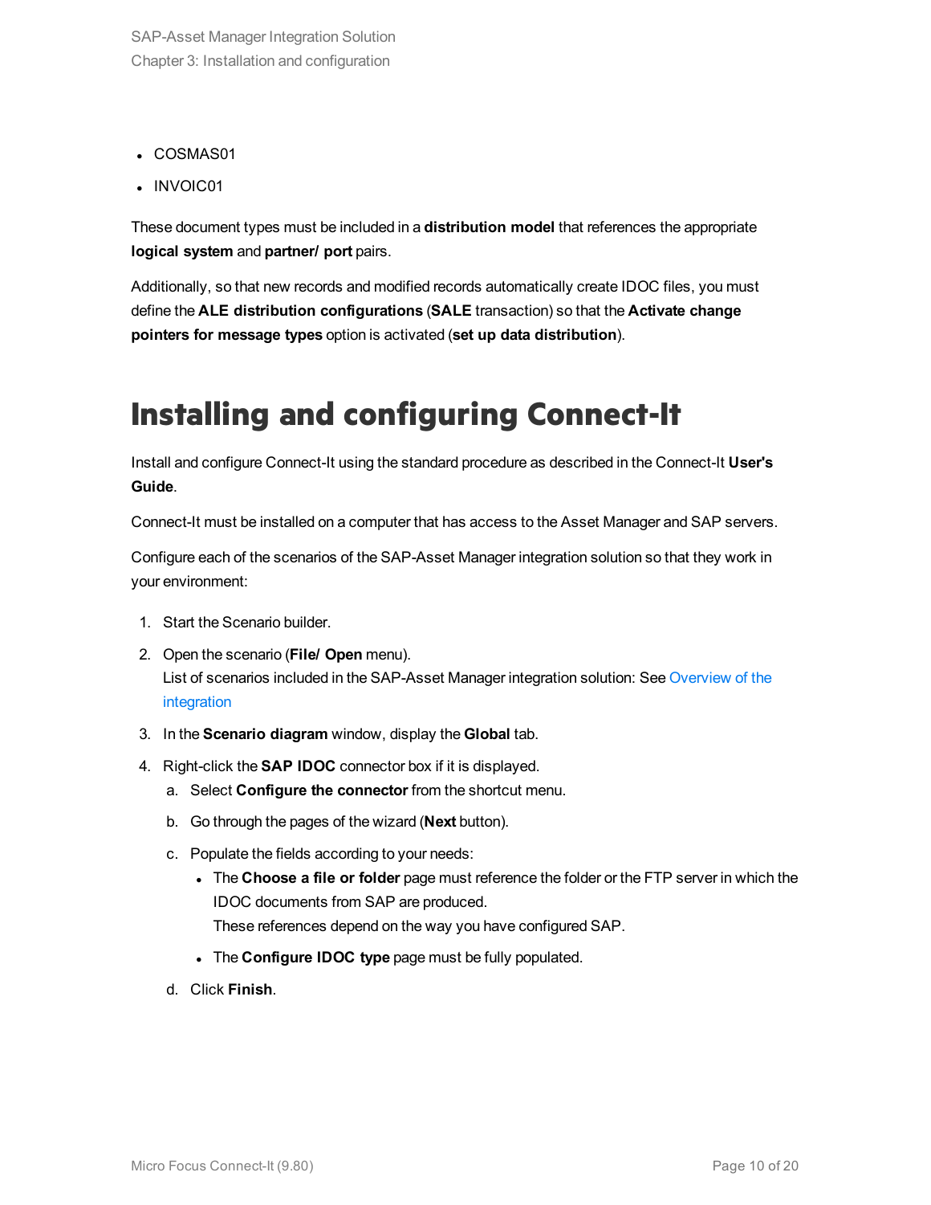- COSMAS01
- INVOIC01

These document types must be included in a **distribution model** that references the appropriate **logical system** and **partner/ port** pairs.

Additionally, so that new records and modified records automatically create IDOC files, you must define the **ALE distribution configurations** (**SALE** transaction) so that the **Activate change pointers for message types** option is activated (**set up data distribution**).

# Installing and configuring Connect-It

Install and configure Connect-It using the standard procedure as described in the Connect-It **User's Guide**.

Connect-It must be installed on a computer that has access to the Asset Manager and SAP servers.

Configure each of the scenarios of the SAP-Asset Manager integration solution so that they work in your environment:

1. Start the Scenario builder.
2. Open the scenario (**File/ Open** menu).
   List of scenarios included in the SAP-Asset Manager integration solution: See Overview of the integration
3. In the **Scenario diagram** window, display the **Global** tab.
4. Right-click the **SAP IDOC** connector box if it is displayed.
   a. Select **Configure the connector** from the shortcut menu.
   b. Go through the pages of the wizard (**Next** button).
   c. Populate the fields according to your needs:
      - The **Choose a file or folder** page must reference the folder or the FTP server in which the IDOC documents from SAP are produced.
        These references depend on the way you have configured SAP.
      - The **Configure IDOC type** page must be fully populated.
   d. Click **Finish**.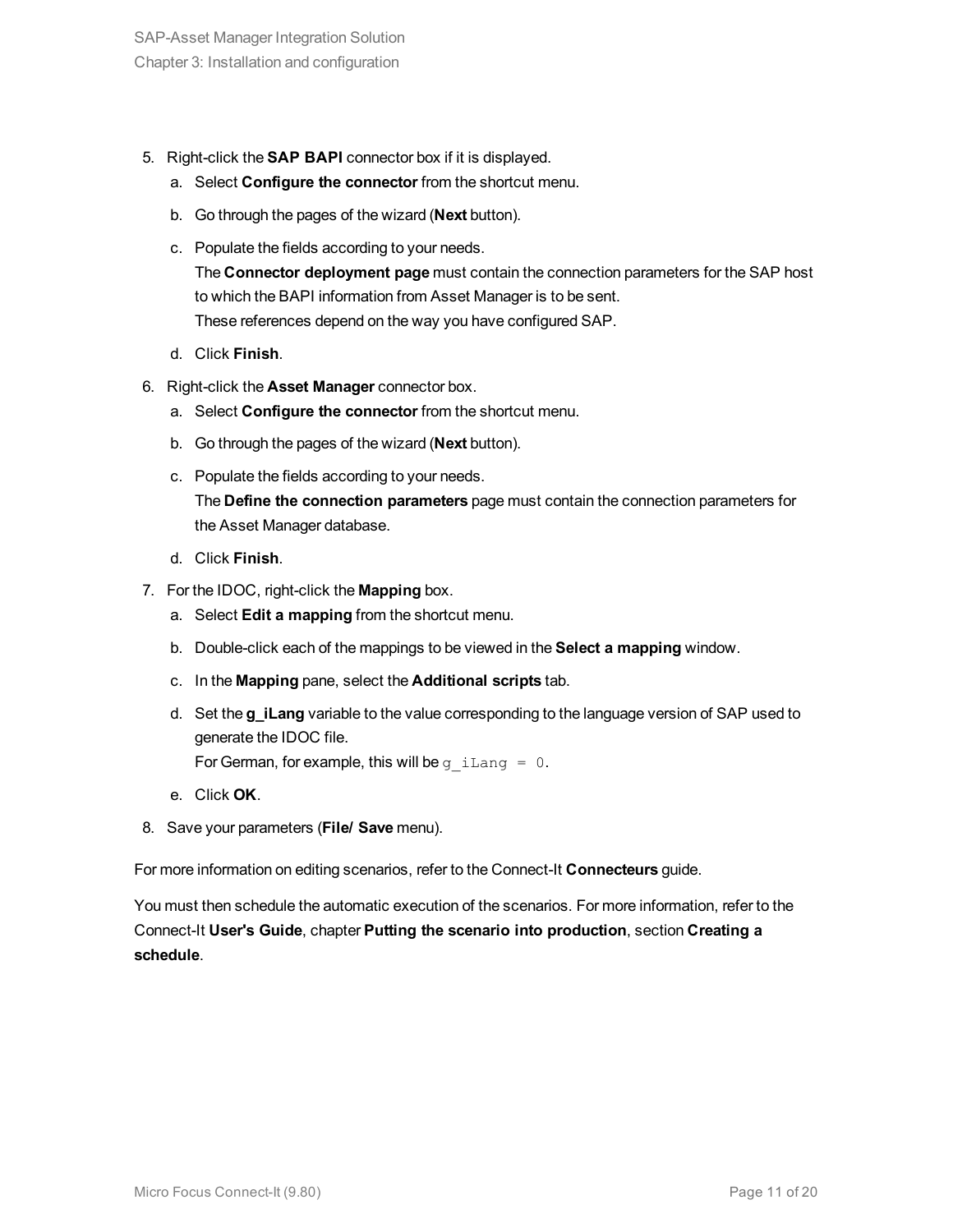5. Right-click the **SAP BAPI** connector box if it is displayed.
   a. Select **Configure the connector** from the shortcut menu.
   b. Go through the pages of the wizard (**Next** button).
   c. Populate the fields according to your needs.
      The **Connector deployment page** must contain the connection parameters for the SAP host to which the BAPI information from Asset Manager is to be sent.
      These references depend on the way you have configured SAP.
   d. Click **Finish**.
6. Right-click the **Asset Manager** connector box.
   a. Select **Configure the connector** from the shortcut menu.
   b. Go through the pages of the wizard (**Next** button).
   c. Populate the fields according to your needs.
      The **Define the connection parameters** page must contain the connection parameters for the Asset Manager database.
   d. Click **Finish**.
7. For the IDOC, right-click the **Mapping** box.
   a. Select **Edit a mapping** from the shortcut menu.
   b. Double-click each of the mappings to be viewed in the **Select a mapping** window.
   c. In the **Mapping** pane, select the **Additional scripts** tab.
   d. Set the **g_iLang** variable to the value corresponding to the language version of SAP used to generate the IDOC file.
      For German, for example, this will be `g_iLang = 0`.
   e. Click **OK**.
8. Save your parameters (**File/ Save** menu).

For more information on editing scenarios, refer to the Connect-It **Connecteurs** guide.

You must then schedule the automatic execution of the scenarios. For more information, refer to the Connect-It **User's Guide**, chapter **Putting the scenario into production**, section **Creating a schedule**.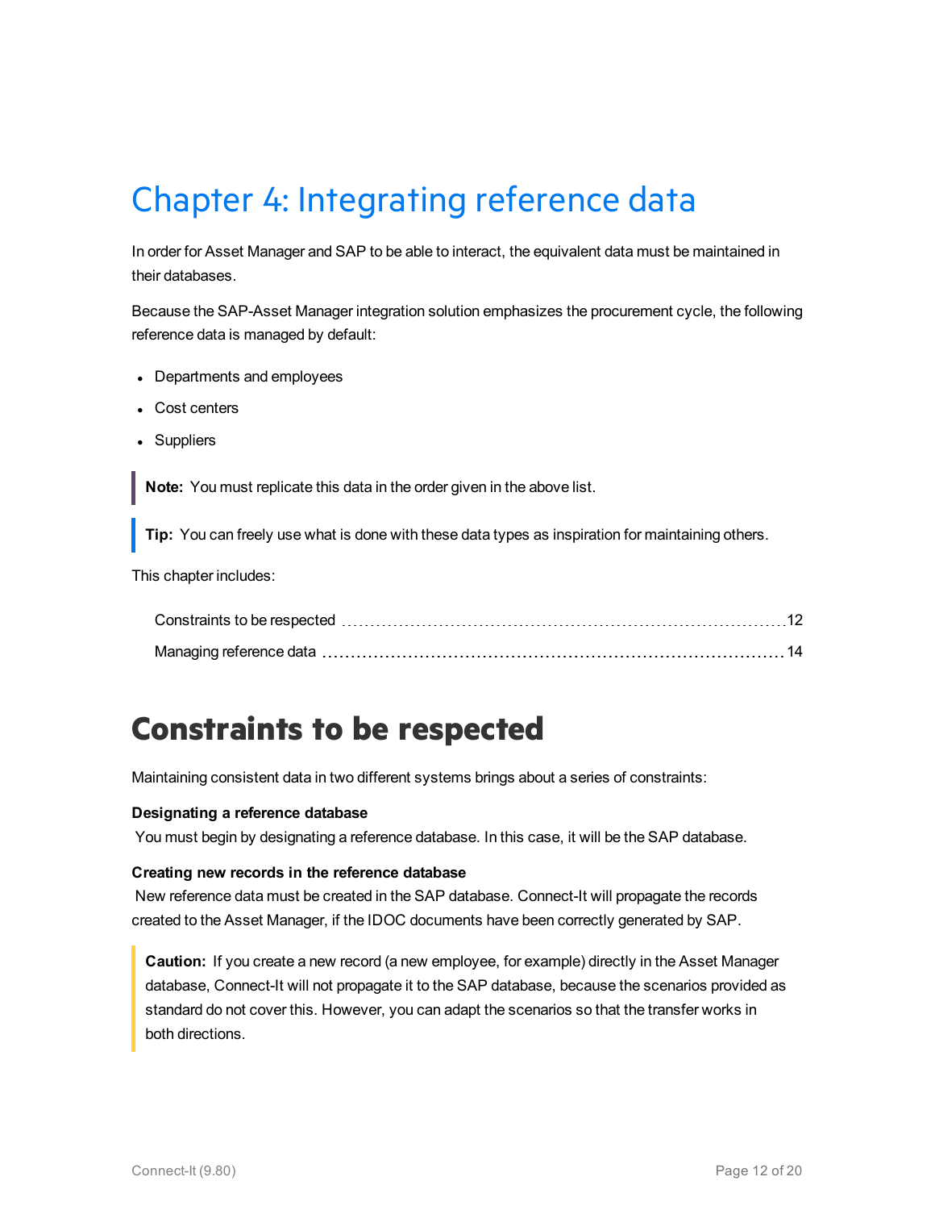# Chapter 4: Integrating reference data

In order for Asset Manager and SAP to be able to interact, the equivalent data must be maintained in their databases.

Because the SAP-Asset Manager integration solution emphasizes the procurement cycle, the following reference data is managed by default:

- Departments and employees
- Cost centers
- Suppliers

> **Note:** You must replicate this data in the order given in the above list.

> **Tip:** You can freely use what is done with these data types as inspiration for maintaining others.

This chapter includes:

- Constraints to be respected ........ 12
- Managing reference data ........ 14

## Constraints to be respected

Maintaining consistent data in two different systems brings about a series of constraints:

**Designating a reference database**

You must begin by designating a reference database. In this case, it will be the SAP database.

**Creating new records in the reference database**

New reference data must be created in the SAP database. Connect-It will propagate the records created to the Asset Manager, if the IDOC documents have been correctly generated by SAP.

> **Caution:** If you create a new record (a new employee, for example) directly in the Asset Manager database, Connect-It will not propagate it to the SAP database, because the scenarios provided as standard do not cover this. However, you can adapt the scenarios so that the transfer works in both directions.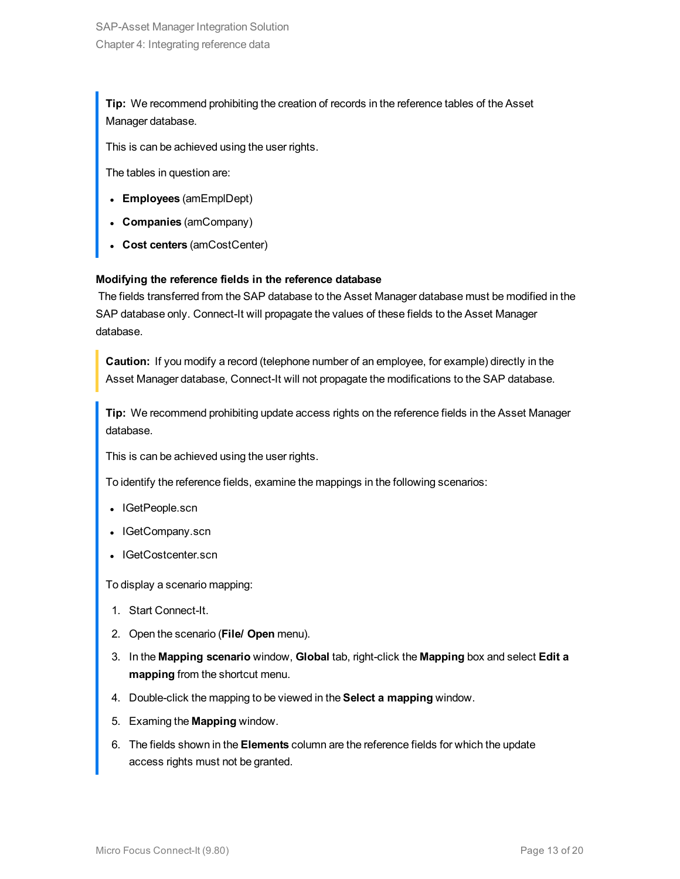> **Tip:** We recommend prohibiting the creation of records in the reference tables of the Asset Manager database.
>
> This is can be achieved using the user rights.
>
> The tables in question are:
>
> - **Employees** (amEmplDept)
> - **Companies** (amCompany)
> - **Cost centers** (amCostCenter)

#### Modifying the reference fields in the reference database

The fields transferred from the SAP database to the Asset Manager database must be modified in the SAP database only. Connect-It will propagate the values of these fields to the Asset Manager database.

> **Caution:** If you modify a record (telephone number of an employee, for example) directly in the Asset Manager database, Connect-It will not propagate the modifications to the SAP database.

> **Tip:** We recommend prohibiting update access rights on the reference fields in the Asset Manager database.
>
> This is can be achieved using the user rights.
>
> To identify the reference fields, examine the mappings in the following scenarios:
>
> - IGetPeople.scn
> - IGetCompany.scn
> - IGetCostcenter.scn
>
> To display a scenario mapping:
>
> 1. Start Connect-It.
> 2. Open the scenario (**File/ Open** menu).
> 3. In the **Mapping scenario** window, **Global** tab, right-click the **Mapping** box and select **Edit a mapping** from the shortcut menu.
> 4. Double-click the mapping to be viewed in the **Select a mapping** window.
> 5. Examing the **Mapping** window.
> 6. The fields shown in the **Elements** column are the reference fields for which the update access rights must not be granted.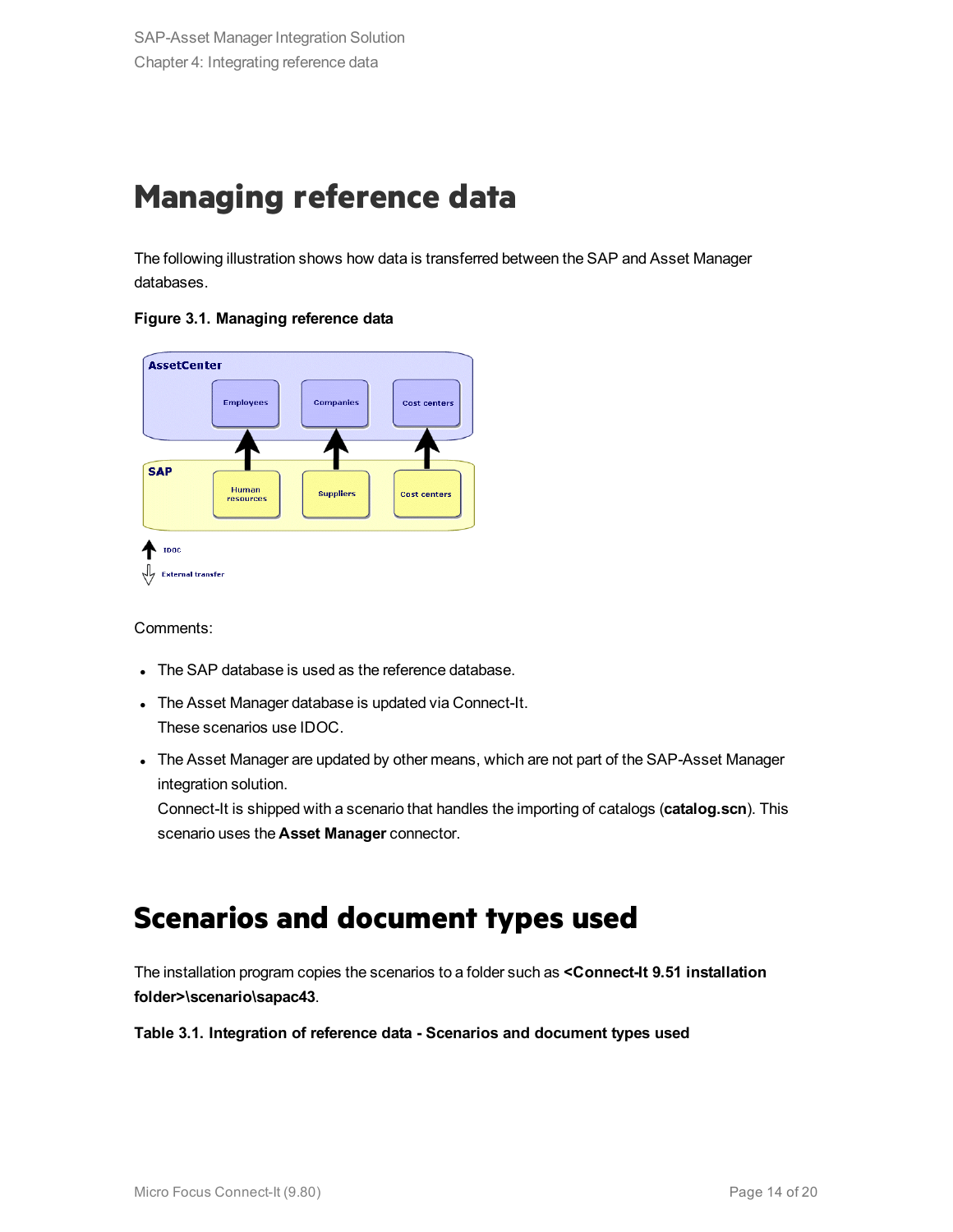# Managing reference data

The following illustration shows how data is transferred between the SAP and Asset Manager databases.

**Figure 3.1. Managing reference data**

AssetCenter

Employees

Companies

Cost centers

SAP

Human resources

Suppliers

Cost centers

IDOC

External transfer

Comments:

- The SAP database is used as the reference database.
- The Asset Manager database is updated via Connect-It.
  These scenarios use IDOC.
- The Asset Manager are updated by other means, which are not part of the SAP-Asset Manager integration solution.
  Connect-It is shipped with a scenario that handles the importing of catalogs (**catalog.scn**). This scenario uses the **Asset Manager** connector.

# Scenarios and document types used

The installation program copies the scenarios to a folder such as **<Connect-It 9.51 installation folder>\scenario\sapac43**.

**Table 3.1. Integration of reference data - Scenarios and document types used**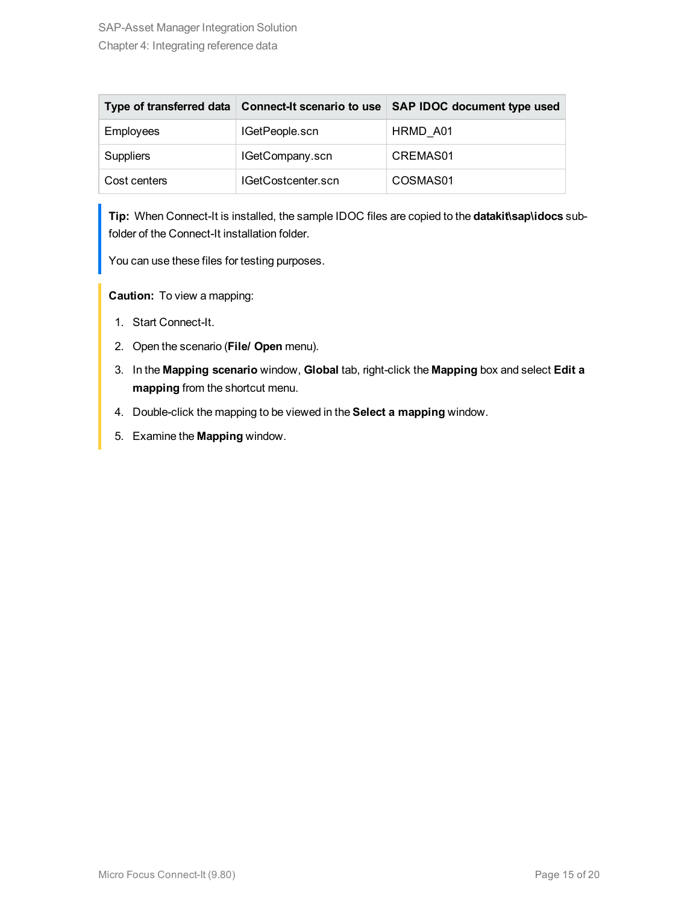| Type of transferred data | Connect-It scenario to use | SAP IDOC document type used |
| --- | --- | --- |
| Employees | IGetPeople.scn | HRMD_A01 |
| Suppliers | IGetCompany.scn | CREMAS01 |
| Cost centers | IGetCostcenter.scn | COSMAS01 |

**Tip:** When Connect-It is installed, the sample IDOC files are copied to the **datakit\sap\idocs** sub-folder of the Connect-It installation folder.

You can use these files for testing purposes.

**Caution:** To view a mapping:

1. Start Connect-It.
2. Open the scenario (**File/ Open** menu).
3. In the **Mapping scenario** window, **Global** tab, right-click the **Mapping** box and select **Edit a mapping** from the shortcut menu.
4. Double-click the mapping to be viewed in the **Select a mapping** window.
5. Examine the **Mapping** window.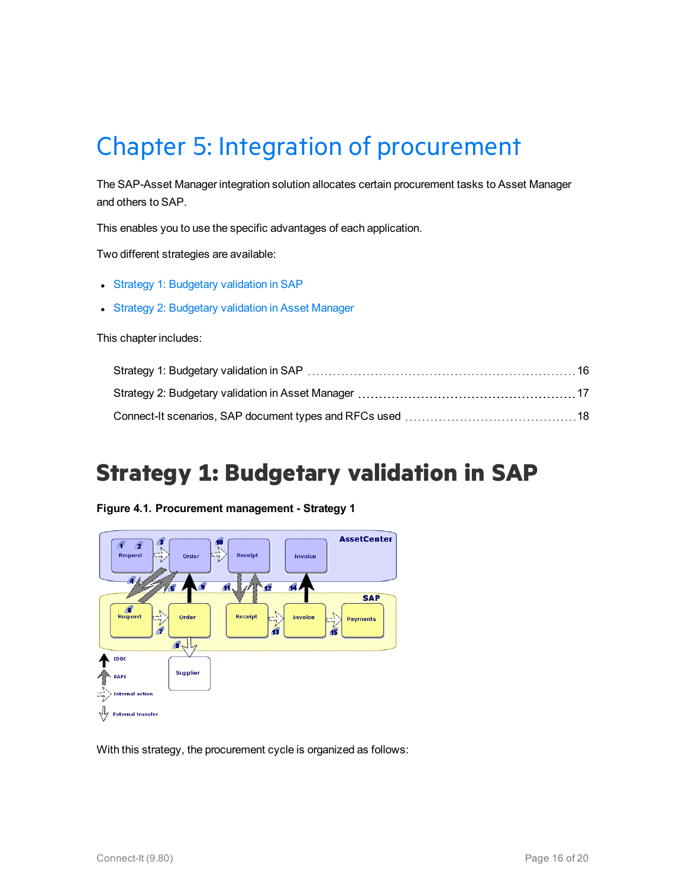# Chapter 5: Integration of procurement

The SAP-Asset Manager integration solution allocates certain procurement tasks to Asset Manager and others to SAP.

This enables you to use the specific advantages of each application.

Two different strategies are available:

- Strategy 1: Budgetary validation in SAP
- Strategy 2: Budgetary validation in Asset Manager

This chapter includes:

| | |
|---|---|
| Strategy 1: Budgetary validation in SAP | 16 |
| Strategy 2: Budgetary validation in Asset Manager | 17 |
| Connect-It scenarios, SAP document types and RFCs used | 18 |

## Strategy 1: Budgetary validation in SAP

**Figure 4.1. Procurement management - Strategy 1**

With this strategy, the procurement cycle is organized as follows: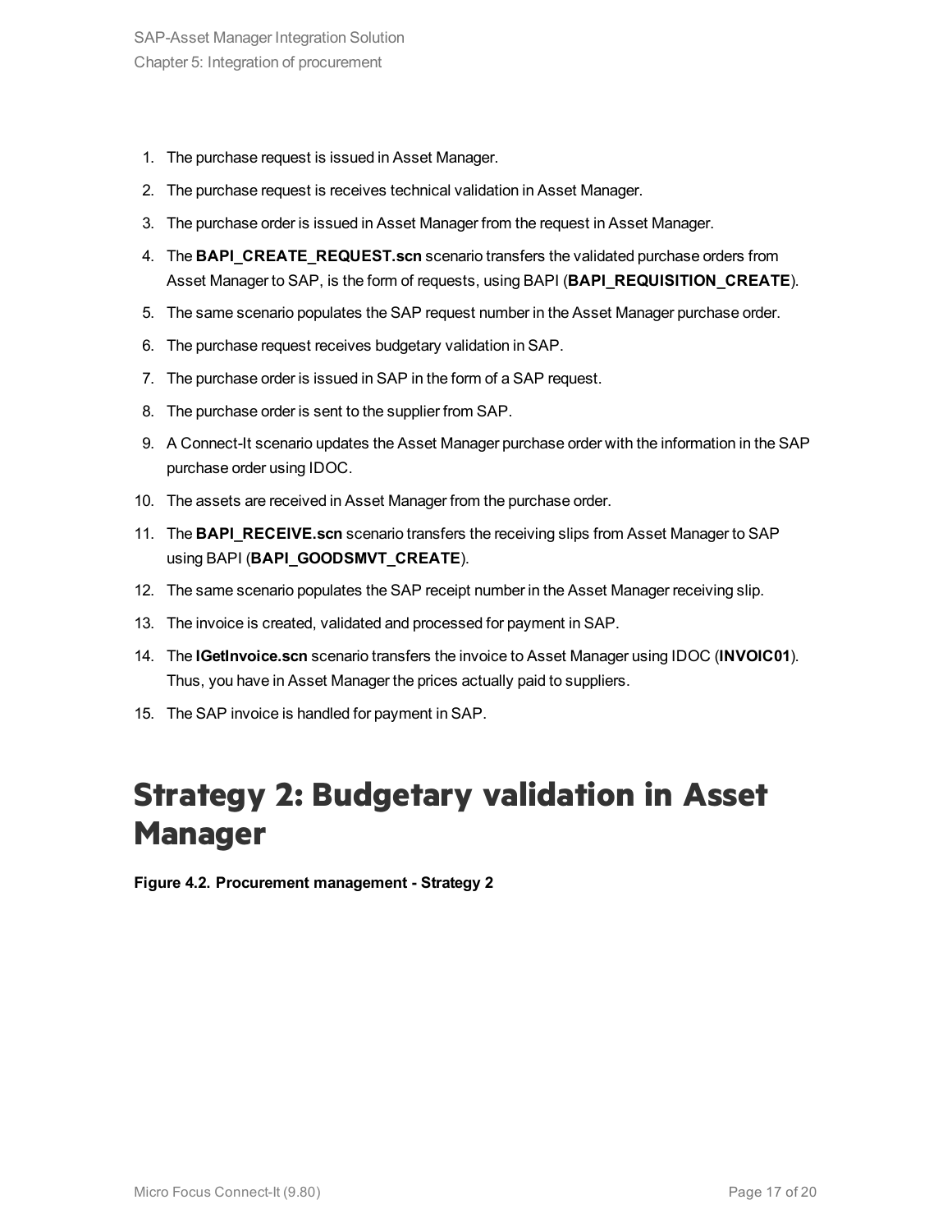1. The purchase request is issued in Asset Manager.
2. The purchase request is receives technical validation in Asset Manager.
3. The purchase order is issued in Asset Manager from the request in Asset Manager.
4. The **BAPI_CREATE_REQUEST.scn** scenario transfers the validated purchase orders from Asset Manager to SAP, is the form of requests, using BAPI (**BAPI_REQUISITION_CREATE**).
5. The same scenario populates the SAP request number in the Asset Manager purchase order.
6. The purchase request receives budgetary validation in SAP.
7. The purchase order is issued in SAP in the form of a SAP request.
8. The purchase order is sent to the supplier from SAP.
9. A Connect-It scenario updates the Asset Manager purchase order with the information in the SAP purchase order using IDOC.
10. The assets are received in Asset Manager from the purchase order.
11. The **BAPI_RECEIVE.scn** scenario transfers the receiving slips from Asset Manager to SAP using BAPI (**BAPI_GOODSMVT_CREATE**).
12. The same scenario populates the SAP receipt number in the Asset Manager receiving slip.
13. The invoice is created, validated and processed for payment in SAP.
14. The **IGetInvoice.scn** scenario transfers the invoice to Asset Manager using IDOC (**INVOIC01**). Thus, you have in Asset Manager the prices actually paid to suppliers.
15. The SAP invoice is handled for payment in SAP.

# Strategy 2: Budgetary validation in Asset Manager

**Figure 4.2. Procurement management - Strategy 2**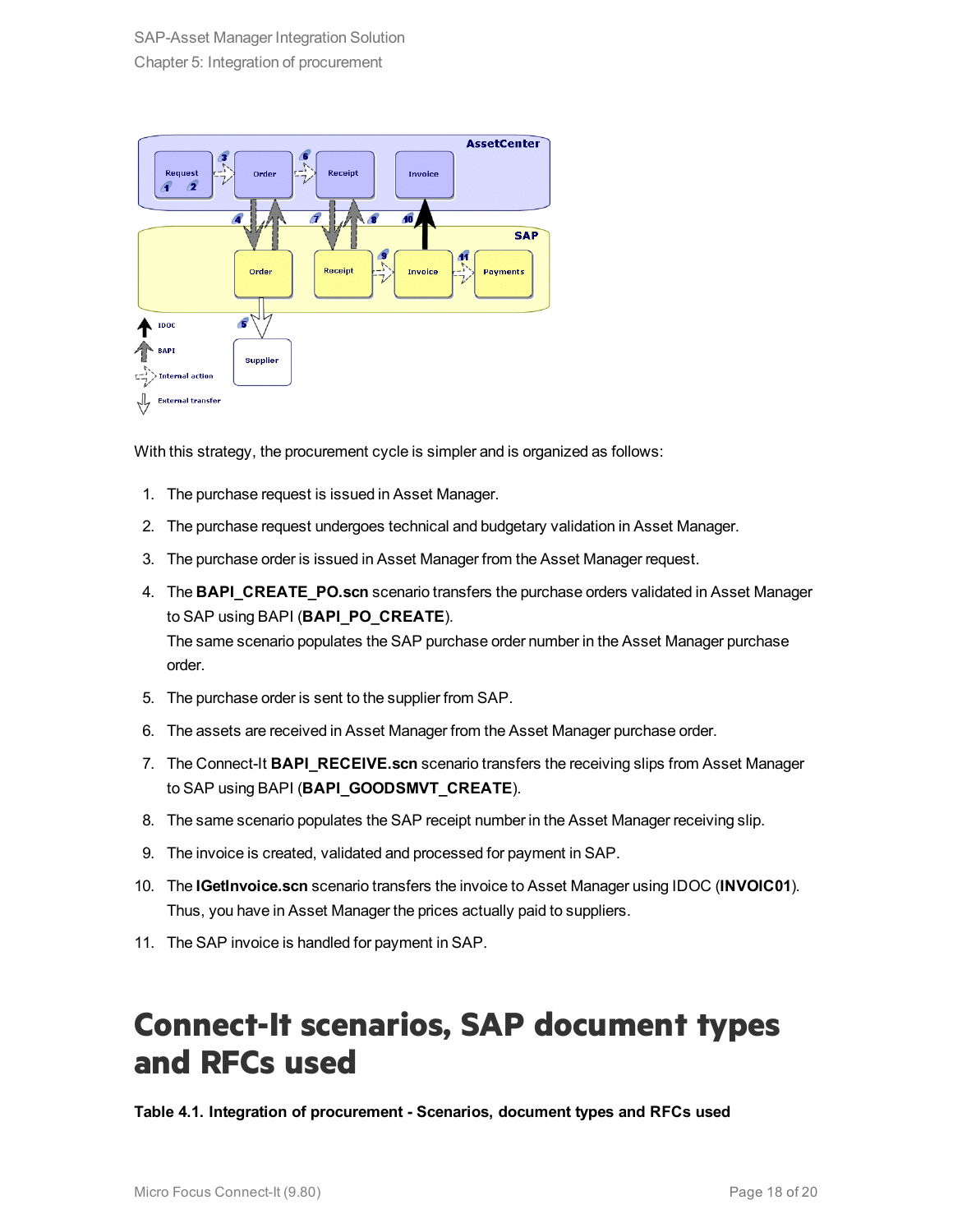With this strategy, the procurement cycle is simpler and is organized as follows:

1. The purchase request is issued in Asset Manager.
2. The purchase request undergoes technical and budgetary validation in Asset Manager.
3. The purchase order is issued in Asset Manager from the Asset Manager request.
4. The **BAPI_CREATE_PO.scn** scenario transfers the purchase orders validated in Asset Manager to SAP using BAPI (**BAPI_PO_CREATE**).
   The same scenario populates the SAP purchase order number in the Asset Manager purchase order.
5. The purchase order is sent to the supplier from SAP.
6. The assets are received in Asset Manager from the Asset Manager purchase order.
7. The Connect-It **BAPI_RECEIVE.scn** scenario transfers the receiving slips from Asset Manager to SAP using BAPI (**BAPI_GOODSMVT_CREATE**).
8. The same scenario populates the SAP receipt number in the Asset Manager receiving slip.
9. The invoice is created, validated and processed for payment in SAP.
10. The **IGetInvoice.scn** scenario transfers the invoice to Asset Manager using IDOC (**INVOIC01**). Thus, you have in Asset Manager the prices actually paid to suppliers.
11. The SAP invoice is handled for payment in SAP.

# Connect-It scenarios, SAP document types and RFCs used

**Table 4.1. Integration of procurement - Scenarios, document types and RFCs used**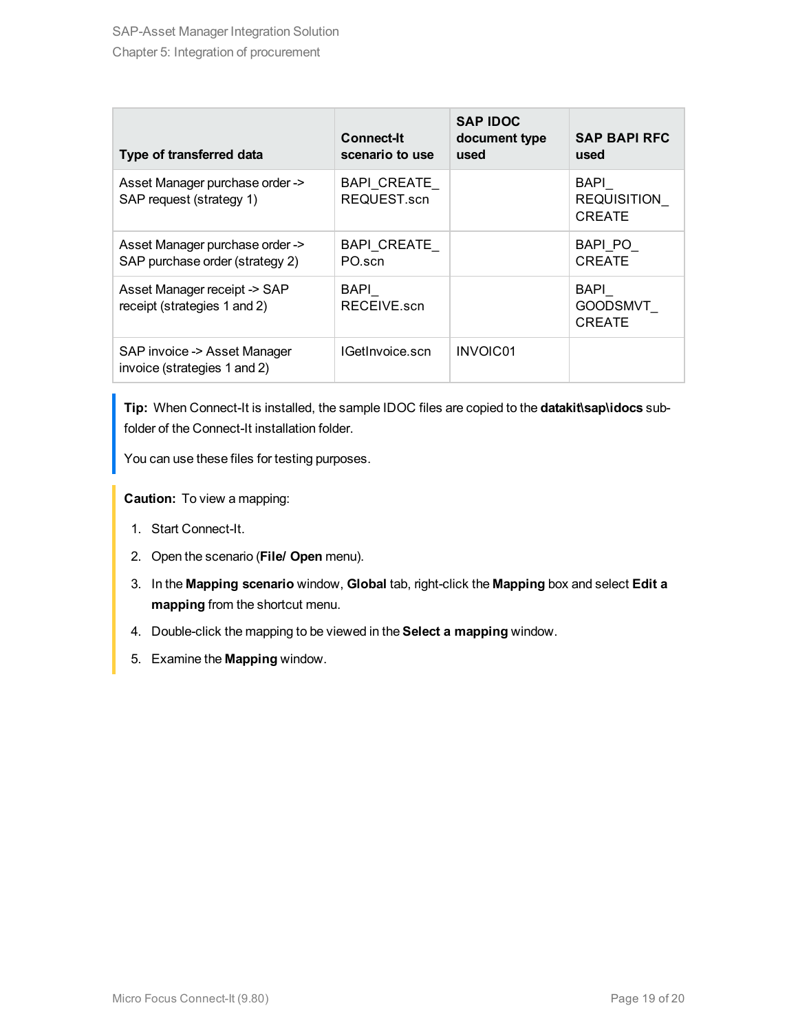| Type of transferred data | Connect-It scenario to use | SAP IDOC document type used | SAP BAPI RFC used |
| --- | --- | --- | --- |
| Asset Manager purchase order -> SAP request (strategy 1) | BAPI_CREATE_REQUEST.scn | | BAPI_REQUISITION_CREATE |
| Asset Manager purchase order -> SAP purchase order (strategy 2) | BAPI_CREATE_PO.scn | | BAPI_PO_CREATE |
| Asset Manager receipt -> SAP receipt (strategies 1 and 2) | BAPI_RECEIVE.scn | | BAPI_GOODSMVT_CREATE |
| SAP invoice -> Asset Manager invoice (strategies 1 and 2) | IGetInvoice.scn | INVOIC01 | |

**Tip:** When Connect-It is installed, the sample IDOC files are copied to the **datakit\sap\idocs** sub-folder of the Connect-It installation folder.

You can use these files for testing purposes.

**Caution:** To view a mapping:

1. Start Connect-It.
2. Open the scenario (**File/ Open** menu).
3. In the **Mapping scenario** window, **Global** tab, right-click the **Mapping** box and select **Edit a mapping** from the shortcut menu.
4. Double-click the mapping to be viewed in the **Select a mapping** window.
5. Examine the **Mapping** window.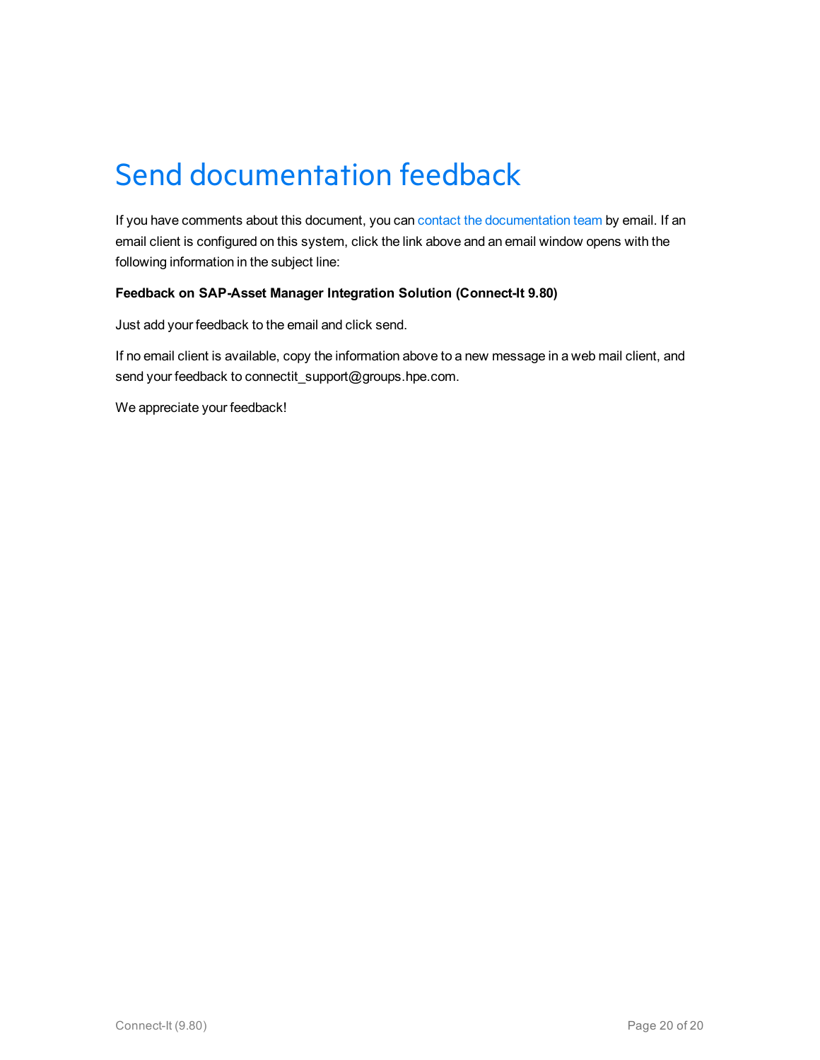# Send documentation feedback

If you have comments about this document, you can contact the documentation team by email. If an email client is configured on this system, click the link above and an email window opens with the following information in the subject line:

**Feedback on SAP-Asset Manager Integration Solution (Connect-It 9.80)**

Just add your feedback to the email and click send.

If no email client is available, copy the information above to a new message in a web mail client, and send your feedback to connectit_support@groups.hpe.com.

We appreciate your feedback!